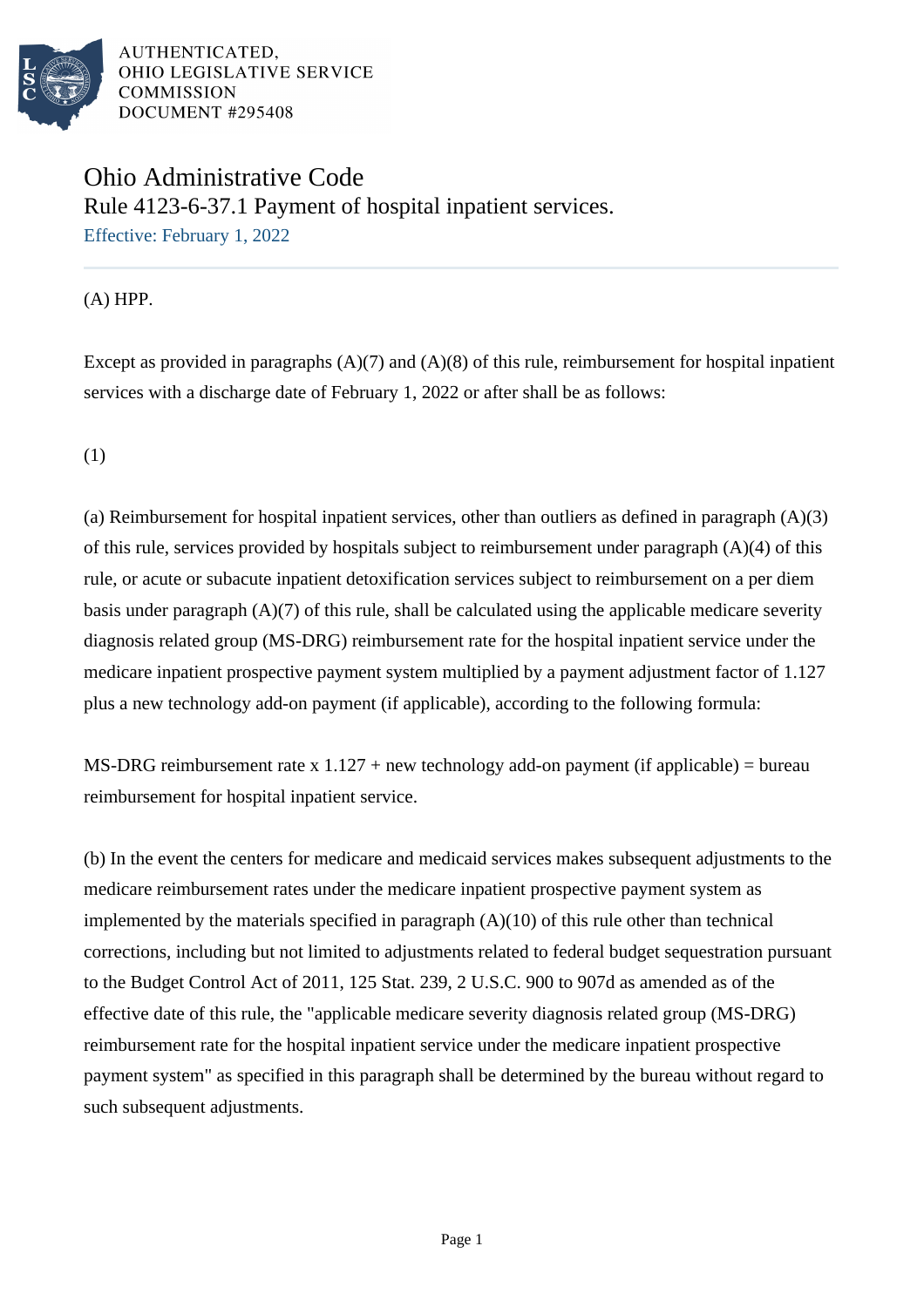AUTHENTICATED,
OHIO LEGISLATIVE SERVICE
COMMISSION
DOCUMENT #295408

# Ohio Administrative Code

## Rule 4123-6-37.1 Payment of hospital inpatient services.

Effective: February 1, 2022

(A) HPP.

Except as provided in paragraphs (A)(7) and (A)(8) of this rule, reimbursement for hospital inpatient services with a discharge date of February 1, 2022 or after shall be as follows:

(1)

(a) Reimbursement for hospital inpatient services, other than outliers as defined in paragraph (A)(3) of this rule, services provided by hospitals subject to reimbursement under paragraph (A)(4) of this rule, or acute or subacute inpatient detoxification services subject to reimbursement on a per diem basis under paragraph (A)(7) of this rule, shall be calculated using the applicable medicare severity diagnosis related group (MS-DRG) reimbursement rate for the hospital inpatient service under the medicare inpatient prospective payment system multiplied by a payment adjustment factor of 1.127 plus a new technology add-on payment (if applicable), according to the following formula:

MS-DRG reimbursement rate x 1.127 + new technology add-on payment (if applicable) = bureau reimbursement for hospital inpatient service.

(b) In the event the centers for medicare and medicaid services makes subsequent adjustments to the medicare reimbursement rates under the medicare inpatient prospective payment system as implemented by the materials specified in paragraph (A)(10) of this rule other than technical corrections, including but not limited to adjustments related to federal budget sequestration pursuant to the Budget Control Act of 2011, 125 Stat. 239, 2 U.S.C. 900 to 907d as amended as of the effective date of this rule, the "applicable medicare severity diagnosis related group (MS-DRG) reimbursement rate for the hospital inpatient service under the medicare inpatient prospective payment system" as specified in this paragraph shall be determined by the bureau without regard to such subsequent adjustments.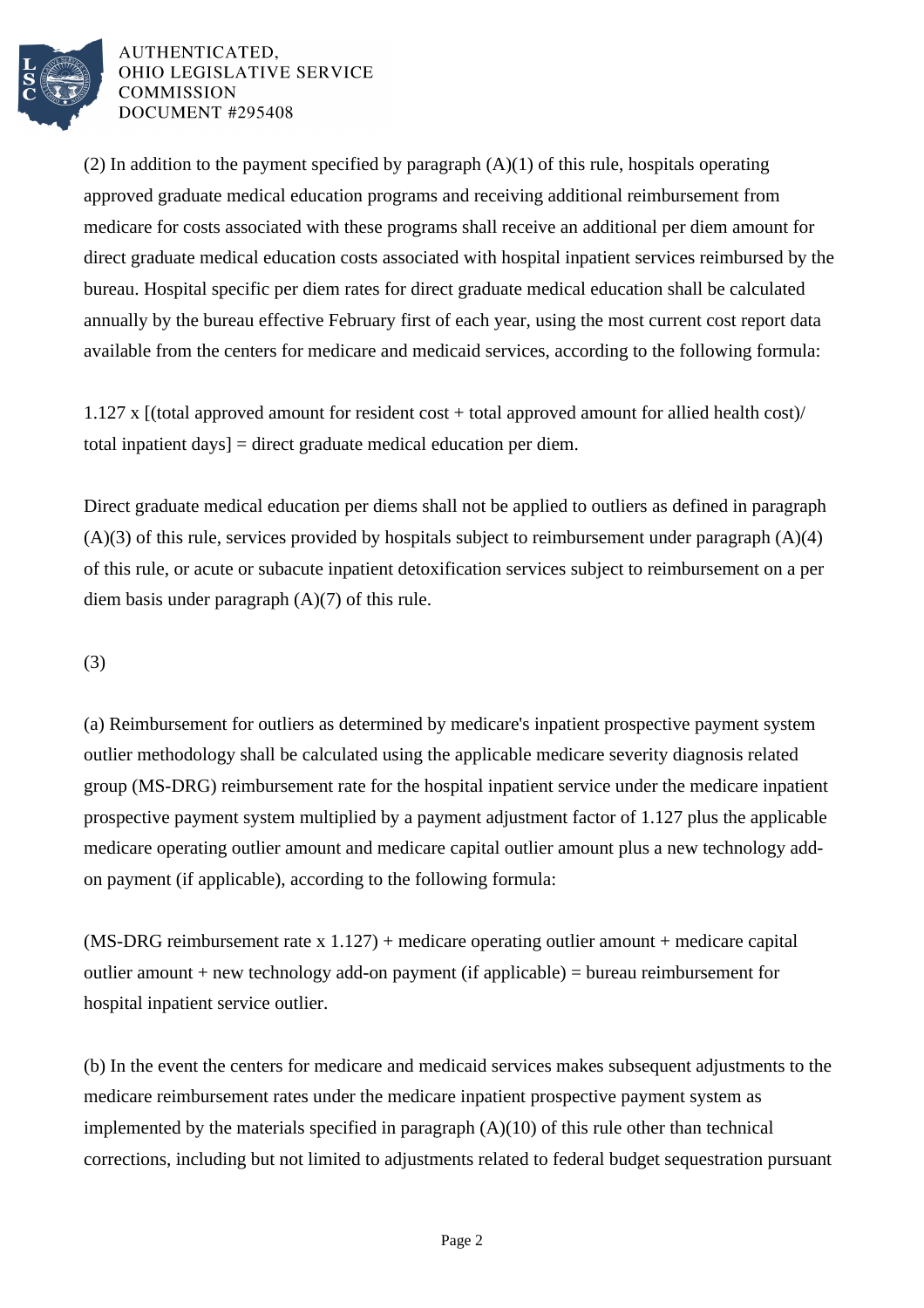(2) In addition to the payment specified by paragraph (A)(1) of this rule, hospitals operating approved graduate medical education programs and receiving additional reimbursement from medicare for costs associated with these programs shall receive an additional per diem amount for direct graduate medical education costs associated with hospital inpatient services reimbursed by the bureau. Hospital specific per diem rates for direct graduate medical education shall be calculated annually by the bureau effective February first of each year, using the most current cost report data available from the centers for medicare and medicaid services, according to the following formula:

1.127 x [(total approved amount for resident cost + total approved amount for allied health cost)/ total inpatient days] = direct graduate medical education per diem.

Direct graduate medical education per diems shall not be applied to outliers as defined in paragraph (A)(3) of this rule, services provided by hospitals subject to reimbursement under paragraph (A)(4) of this rule, or acute or subacute inpatient detoxification services subject to reimbursement on a per diem basis under paragraph (A)(7) of this rule.

(3)

(a) Reimbursement for outliers as determined by medicare's inpatient prospective payment system outlier methodology shall be calculated using the applicable medicare severity diagnosis related group (MS-DRG) reimbursement rate for the hospital inpatient service under the medicare inpatient prospective payment system multiplied by a payment adjustment factor of 1.127 plus the applicable medicare operating outlier amount and medicare capital outlier amount plus a new technology add-on payment (if applicable), according to the following formula:

(MS-DRG reimbursement rate x 1.127) + medicare operating outlier amount + medicare capital outlier amount + new technology add-on payment (if applicable) = bureau reimbursement for hospital inpatient service outlier.

(b) In the event the centers for medicare and medicaid services makes subsequent adjustments to the medicare reimbursement rates under the medicare inpatient prospective payment system as implemented by the materials specified in paragraph (A)(10) of this rule other than technical corrections, including but not limited to adjustments related to federal budget sequestration pursuant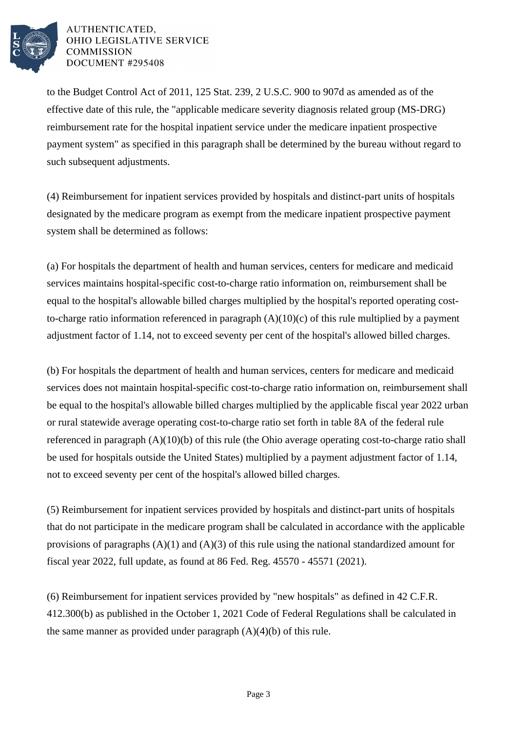to the Budget Control Act of 2011, 125 Stat. 239, 2 U.S.C. 900 to 907d as amended as of the effective date of this rule, the "applicable medicare severity diagnosis related group (MS-DRG) reimbursement rate for the hospital inpatient service under the medicare inpatient prospective payment system" as specified in this paragraph shall be determined by the bureau without regard to such subsequent adjustments.

(4) Reimbursement for inpatient services provided by hospitals and distinct-part units of hospitals designated by the medicare program as exempt from the medicare inpatient prospective payment system shall be determined as follows:

(a) For hospitals the department of health and human services, centers for medicare and medicaid services maintains hospital-specific cost-to-charge ratio information on, reimbursement shall be equal to the hospital's allowable billed charges multiplied by the hospital's reported operating cost-to-charge ratio information referenced in paragraph (A)(10)(c) of this rule multiplied by a payment adjustment factor of 1.14, not to exceed seventy per cent of the hospital's allowed billed charges.

(b) For hospitals the department of health and human services, centers for medicare and medicaid services does not maintain hospital-specific cost-to-charge ratio information on, reimbursement shall be equal to the hospital's allowable billed charges multiplied by the applicable fiscal year 2022 urban or rural statewide average operating cost-to-charge ratio set forth in table 8A of the federal rule referenced in paragraph (A)(10)(b) of this rule (the Ohio average operating cost-to-charge ratio shall be used for hospitals outside the United States) multiplied by a payment adjustment factor of 1.14, not to exceed seventy per cent of the hospital's allowed billed charges.

(5) Reimbursement for inpatient services provided by hospitals and distinct-part units of hospitals that do not participate in the medicare program shall be calculated in accordance with the applicable provisions of paragraphs (A)(1) and (A)(3) of this rule using the national standardized amount for fiscal year 2022, full update, as found at 86 Fed. Reg. 45570 - 45571 (2021).

(6) Reimbursement for inpatient services provided by "new hospitals" as defined in 42 C.F.R. 412.300(b) as published in the October 1, 2021 Code of Federal Regulations shall be calculated in the same manner as provided under paragraph (A)(4)(b) of this rule.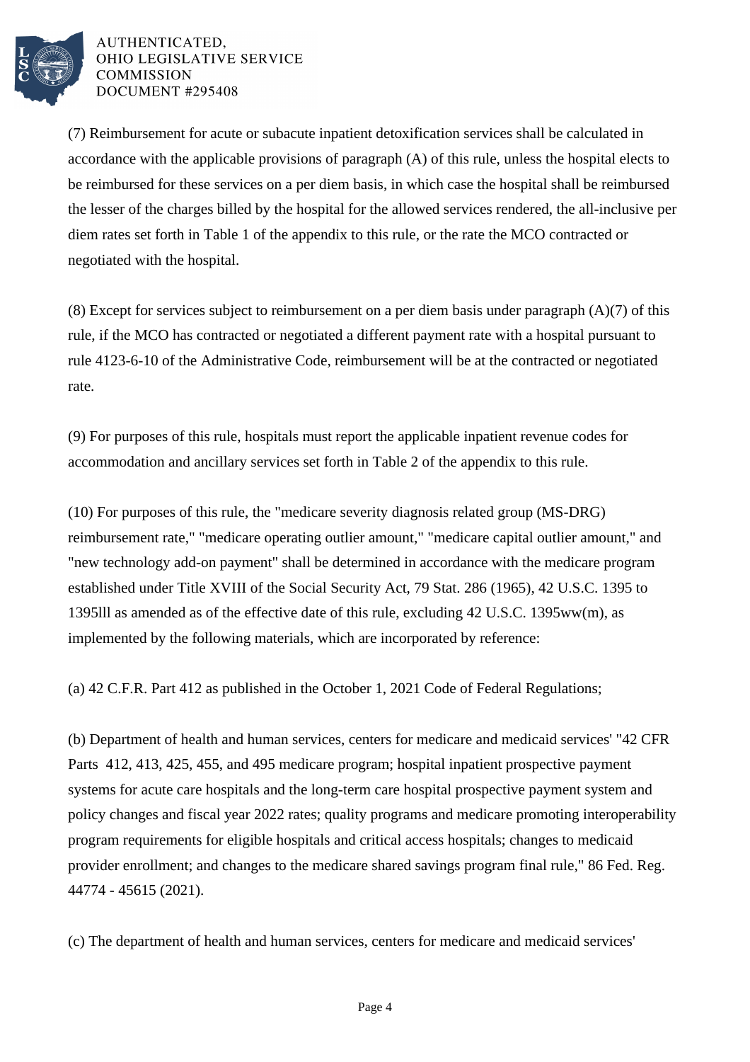(7) Reimbursement for acute or subacute inpatient detoxification services shall be calculated in accordance with the applicable provisions of paragraph (A) of this rule, unless the hospital elects to be reimbursed for these services on a per diem basis, in which case the hospital shall be reimbursed the lesser of the charges billed by the hospital for the allowed services rendered, the all-inclusive per diem rates set forth in Table 1 of the appendix to this rule, or the rate the MCO contracted or negotiated with the hospital.

(8) Except for services subject to reimbursement on a per diem basis under paragraph (A)(7) of this rule, if the MCO has contracted or negotiated a different payment rate with a hospital pursuant to rule 4123-6-10 of the Administrative Code, reimbursement will be at the contracted or negotiated rate.

(9) For purposes of this rule, hospitals must report the applicable inpatient revenue codes for accommodation and ancillary services set forth in Table 2 of the appendix to this rule.

(10) For purposes of this rule, the "medicare severity diagnosis related group (MS-DRG) reimbursement rate," "medicare operating outlier amount," "medicare capital outlier amount," and "new technology add-on payment" shall be determined in accordance with the medicare program established under Title XVIII of the Social Security Act, 79 Stat. 286 (1965), 42 U.S.C. 1395 to 1395lll as amended as of the effective date of this rule, excluding 42 U.S.C. 1395ww(m), as implemented by the following materials, which are incorporated by reference:

(a) 42 C.F.R. Part 412 as published in the October 1, 2021 Code of Federal Regulations;

(b) Department of health and human services, centers for medicare and medicaid services' "42 CFR Parts 412, 413, 425, 455, and 495 medicare program; hospital inpatient prospective payment systems for acute care hospitals and the long-term care hospital prospective payment system and policy changes and fiscal year 2022 rates; quality programs and medicare promoting interoperability program requirements for eligible hospitals and critical access hospitals; changes to medicaid provider enrollment; and changes to the medicare shared savings program final rule," 86 Fed. Reg. 44774 - 45615 (2021).

(c) The department of health and human services, centers for medicare and medicaid services'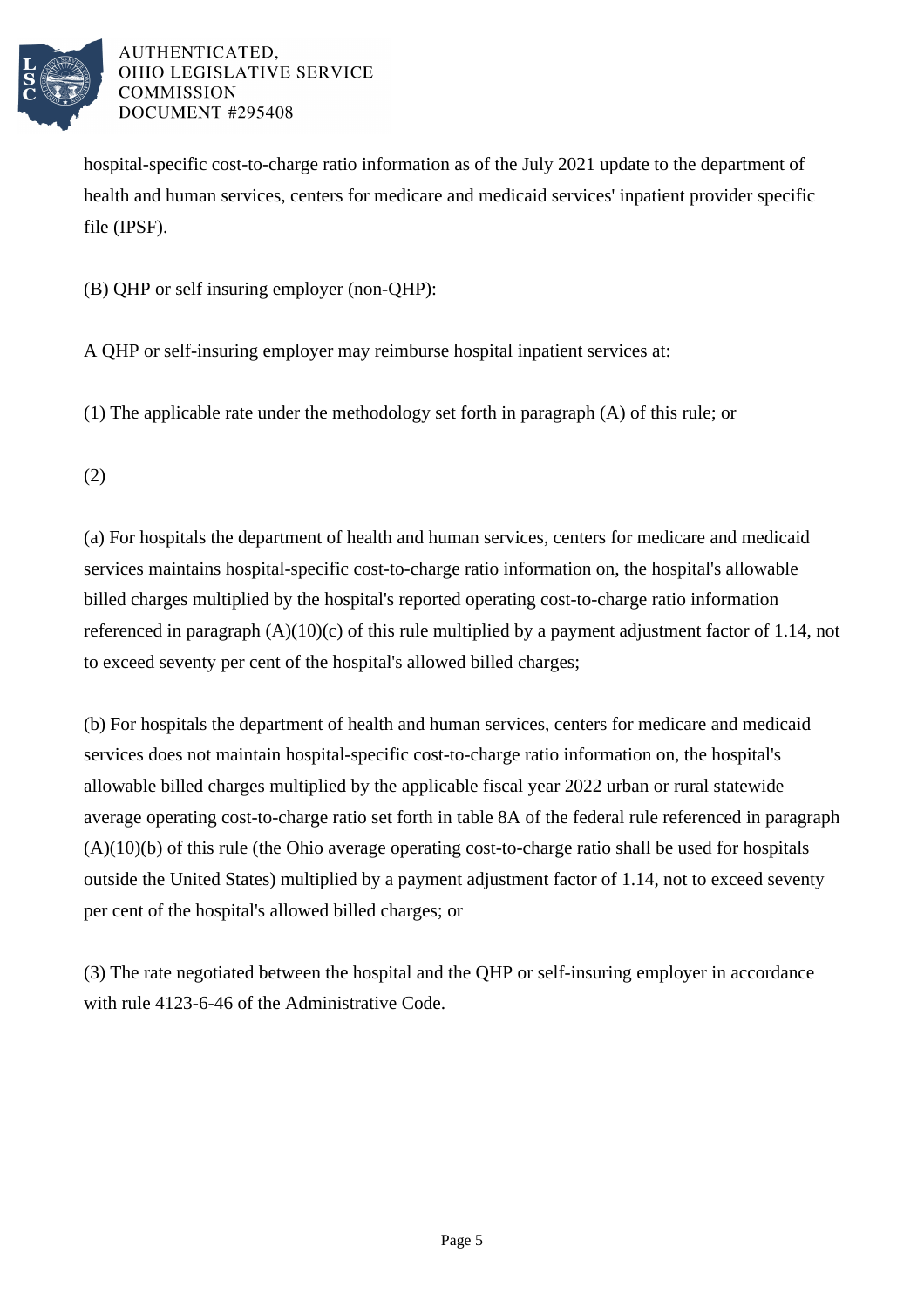hospital-specific cost-to-charge ratio information as of the July 2021 update to the department of health and human services, centers for medicare and medicaid services' inpatient provider specific file (IPSF).

(B) QHP or self insuring employer (non-QHP):

A QHP or self-insuring employer may reimburse hospital inpatient services at:

(1) The applicable rate under the methodology set forth in paragraph (A) of this rule; or

(2)

(a) For hospitals the department of health and human services, centers for medicare and medicaid services maintains hospital-specific cost-to-charge ratio information on, the hospital's allowable billed charges multiplied by the hospital's reported operating cost-to-charge ratio information referenced in paragraph (A)(10)(c) of this rule multiplied by a payment adjustment factor of 1.14, not to exceed seventy per cent of the hospital's allowed billed charges;

(b) For hospitals the department of health and human services, centers for medicare and medicaid services does not maintain hospital-specific cost-to-charge ratio information on, the hospital's allowable billed charges multiplied by the applicable fiscal year 2022 urban or rural statewide average operating cost-to-charge ratio set forth in table 8A of the federal rule referenced in paragraph (A)(10)(b) of this rule (the Ohio average operating cost-to-charge ratio shall be used for hospitals outside the United States) multiplied by a payment adjustment factor of 1.14, not to exceed seventy per cent of the hospital's allowed billed charges; or

(3) The rate negotiated between the hospital and the QHP or self-insuring employer in accordance with rule 4123-6-46 of the Administrative Code.